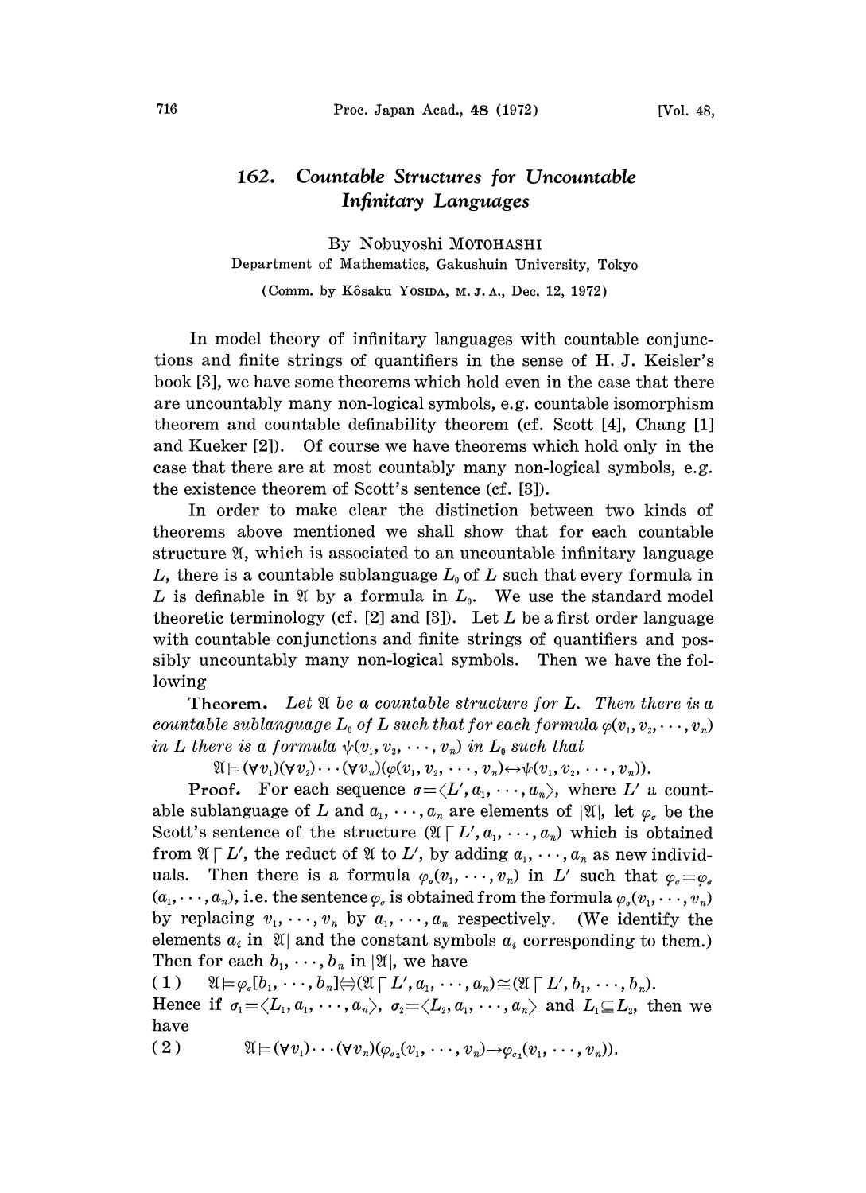# 162. *Countable Structures for Uncountable Infinitary Languages*

By Nobuyoshi MOTOHASHI

Department of Mathematics, Gakushuin University, Tokyo

(Comm. by Kôsaku YOSIDA, M. J. A., Dec. 12, 1972)

In model theory of infinitary languages with countable conjunctions and finite strings of quantifiers in the sense of H. J. Keisler's book [3], we have some theorems which hold even in the case that there are uncountably many non-logical symbols, e.g. countable isomorphism theorem and countable definability theorem (cf. Scott [4], Chang [1] and Kueker [2]). Of course we have theorems which hold only in the case that there are at most countably many non-logical symbols, e.g. the existence theorem of Scott's sentence (cf. [3]).

In order to make clear the distinction between two kinds of theorems above mentioned we shall show that for each countable structure $\mathfrak{A}$, which is associated to an uncountable infinitary language $L$, there is a countable sublanguage $L_0$ of $L$ such that every formula in $L$ is definable in $\mathfrak{A}$ by a formula in $L_0$. We use the standard model theoretic terminology (cf. [2] and [3]). Let $L$ be a first order language with countable conjunctions and finite strings of quantifiers and possibly uncountably many non-logical symbols. Then we have the following

**Theorem.** *Let $\mathfrak{A}$ be a countable structure for $L$. Then there is a countable sublanguage $L_0$ of $L$ such that for each formula $\varphi(v_1, v_2, \cdots, v_n)$ in $L$ there is a formula $\psi(v_1, v_2, \cdots, v_n)$ in $L_0$ such that*

$$\mathfrak{A} \models (\forall v_1)(\forall v_2) \cdots (\forall v_n)(\varphi(v_1, v_2, \cdots, v_n) \leftrightarrow \psi(v_1, v_2, \cdots, v_n)).$$

**Proof.** For each sequence $\sigma = \langle L', a_1, \cdots, a_n \rangle$, where $L'$ a countable sublanguage of $L$ and $a_1, \cdots, a_n$ are elements of $|\mathfrak{A}|$, let $\varphi_\sigma$ be the Scott's sentence of the structure $(\mathfrak{A} \upharpoonright L', a_1, \cdots, a_n)$ which is obtained from $\mathfrak{A} \upharpoonright L'$, the reduct of $\mathfrak{A}$ to $L'$, by adding $a_1, \cdots, a_n$ as new individuals. Then there is a formula $\varphi_\sigma(v_1, \cdots, v_n)$ in $L'$ such that $\varphi_\sigma = \varphi_\sigma(a_1, \cdots, a_n)$, i.e. the sentence $\varphi_\sigma$ is obtained from the formula $\varphi_\sigma(v_1, \cdots, v_n)$ by replacing $v_1, \cdots, v_n$ by $a_1, \cdots, a_n$ respectively. (We identify the elements $a_i$ in $|\mathfrak{A}|$ and the constant symbols $a_i$ corresponding to them.) Then for each $b_1, \cdots, b_n$ in $|\mathfrak{A}|$, we have

$$(1) \qquad \mathfrak{A} \models \varphi_\sigma[b_1, \cdots, b_n] \Leftrightarrow (\mathfrak{A} \upharpoonright L', a_1, \cdots, a_n) \cong (\mathfrak{A} \upharpoonright L', b_1, \cdots, b_n).$$

Hence if $\sigma_1 = \langle L_1, a_1, \cdots, a_n \rangle$, $\sigma_2 = \langle L_2, a_1, \cdots, a_n \rangle$ and $L_1 \subseteq L_2$, then we have

$$(2) \qquad \mathfrak{A} \models (\forall v_1) \cdots (\forall v_n)(\varphi_{\sigma_2}(v_1, \cdots, v_n) \rightarrow \varphi_{\sigma_1}(v_1, \cdots, v_n)).$$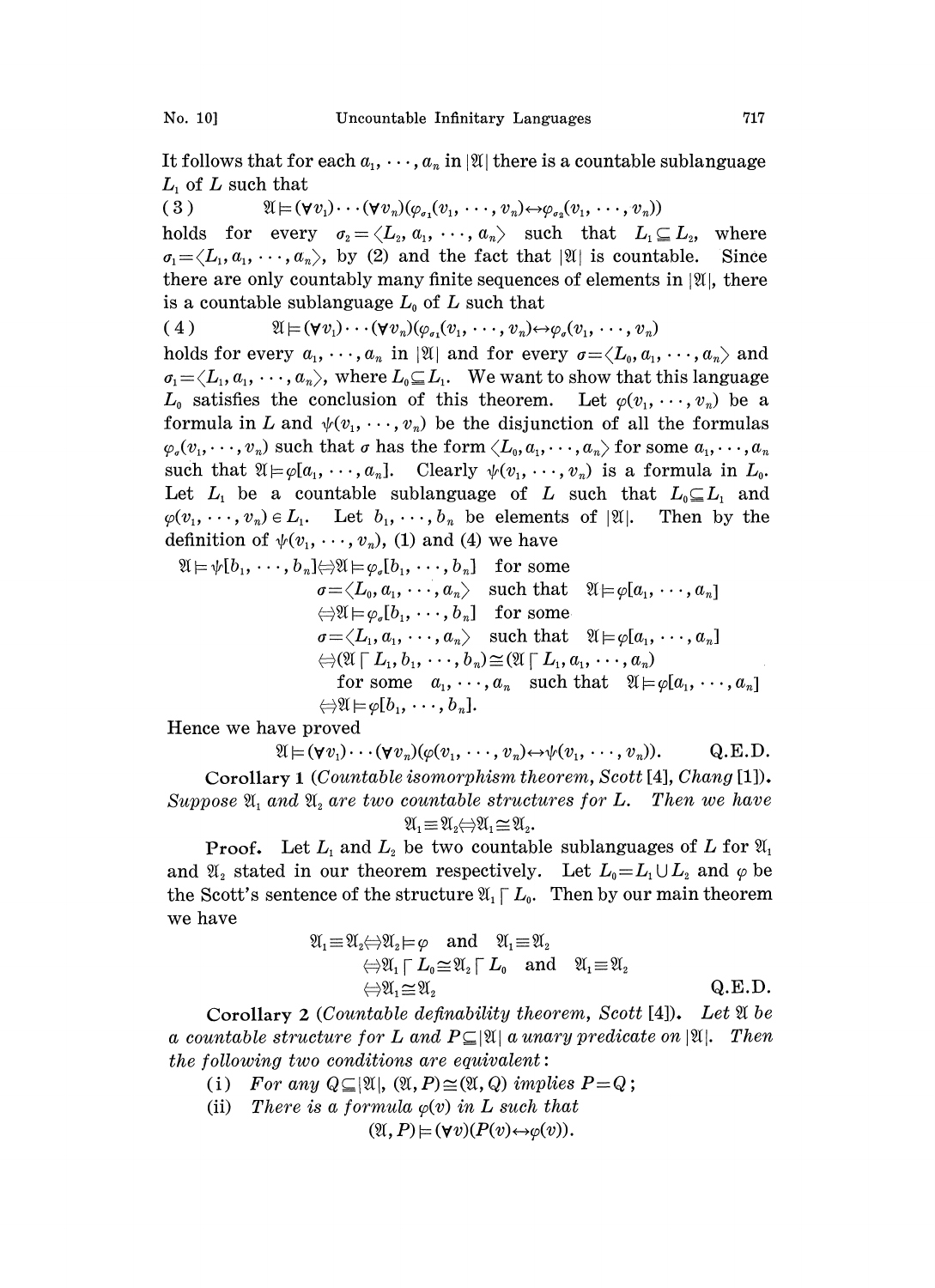It follows that for each $a_1, \cdots, a_n$ in $|\mathfrak{A}|$ there is a countable sublanguage $L_1$ of $L$ such that

$$(3)\qquad \mathfrak{A} \models (\forall v_1)\cdots(\forall v_n)(\varphi_{\sigma_1}(v_1, \cdots, v_n) \leftrightarrow \varphi_{\sigma_2}(v_1, \cdots, v_n))$$

holds for every $\sigma_2 = \langle L_2, a_1, \cdots, a_n\rangle$ such that $L_1 \subseteq L_2$, where $\sigma_1 = \langle L_1, a_1, \cdots, a_n\rangle$, by (2) and the fact that $|\mathfrak{A}|$ is countable. Since there are only countably many finite sequences of elements in $|\mathfrak{A}|$, there is a countable sublanguage $L_0$ of $L$ such that

$$(4)\qquad \mathfrak{A} \models (\forall v_1)\cdots(\forall v_n)(\varphi_{\sigma_1}(v_1, \cdots, v_n) \leftrightarrow \varphi_{\sigma}(v_1, \cdots, v_n))$$

holds for every $a_1, \cdots, a_n$ in $|\mathfrak{A}|$ and for every $\sigma = \langle L_0, a_1, \cdots, a_n\rangle$ and $\sigma_1 = \langle L_1, a_1, \cdots, a_n\rangle$, where $L_0 \subseteq L_1$. We want to show that this language $L_0$ satisfies the conclusion of this theorem. Let $\varphi(v_1, \cdots, v_n)$ be a formula in $L$ and $\psi(v_1, \cdots, v_n)$ be the disjunction of all the formulas $\varphi_\sigma(v_1, \cdots, v_n)$ such that $\sigma$ has the form $\langle L_0, a_1, \cdots, a_n\rangle$ for some $a_1, \cdots, a_n$ such that $\mathfrak{A} \models \varphi[a_1, \cdots, a_n]$. Clearly $\psi(v_1, \cdots, v_n)$ is a formula in $L_0$. Let $L_1$ be a countable sublanguage of $L$ such that $L_0 \subseteq L_1$ and $\varphi(v_1, \cdots, v_n) \in L_1$. Let $b_1, \cdots, b_n$ be elements of $|\mathfrak{A}|$. Then by the definition of $\psi(v_1, \cdots, v_n)$, (1) and (4) we have

$$\begin{aligned}
\mathfrak{A} \models \psi[b_1, \cdots, b_n] &\Leftrightarrow \mathfrak{A} \models \varphi_\sigma[b_1, \cdots, b_n] \quad \text{for some} \\
&\qquad \sigma = \langle L_0, a_1, \cdots, a_n\rangle \quad \text{such that} \quad \mathfrak{A} \models \varphi[a_1, \cdots, a_n] \\
&\Leftrightarrow \mathfrak{A} \models \varphi_\sigma[b_1, \cdots, b_n] \quad \text{for some} \\
&\qquad \sigma = \langle L_1, a_1, \cdots, a_n\rangle \quad \text{such that} \quad \mathfrak{A} \models \varphi[a_1, \cdots, a_n] \\
&\Leftrightarrow (\mathfrak{A} \upharpoonright L_1, b_1, \cdots, b_n) \cong (\mathfrak{A} \upharpoonright L_1, a_1, \cdots, a_n) \\
&\qquad \text{for some} \quad a_1, \cdots, a_n \quad \text{such that} \quad \mathfrak{A} \models \varphi[a_1, \cdots, a_n] \\
&\Leftrightarrow \mathfrak{A} \models \varphi[b_1, \cdots, b_n].
\end{aligned}$$

Hence we have proved

$$\mathfrak{A} \models (\forall v_1)\cdots(\forall v_n)(\varphi(v_1, \cdots, v_n) \leftrightarrow \psi(v_1, \cdots, v_n)). \qquad \text{Q.E.D.}$$

**Corollary 1** (*Countable isomorphism theorem, Scott* [4], *Chang* [1]). *Suppose $\mathfrak{A}_1$ and $\mathfrak{A}_2$ are two countable structures for $L$. Then we have*

$$\mathfrak{A}_1 \equiv \mathfrak{A}_2 \Leftrightarrow \mathfrak{A}_1 \cong \mathfrak{A}_2.$$

**Proof.** Let $L_1$ and $L_2$ be two countable sublanguages of $L$ for $\mathfrak{A}_1$ and $\mathfrak{A}_2$ stated in our theorem respectively. Let $L_0 = L_1 \cup L_2$ and $\varphi$ be the Scott's sentence of the structure $\mathfrak{A}_1 \upharpoonright L_0$. Then by our main theorem we have

$$\begin{aligned}
\mathfrak{A}_1 \equiv \mathfrak{A}_2 &\Leftrightarrow \mathfrak{A}_2 \models \varphi \quad \text{and} \quad \mathfrak{A}_1 \equiv \mathfrak{A}_2 \\
&\Leftrightarrow \mathfrak{A}_1 \upharpoonright L_0 \cong \mathfrak{A}_2 \upharpoonright L_0 \quad \text{and} \quad \mathfrak{A}_1 \equiv \mathfrak{A}_2 \\
&\Leftrightarrow \mathfrak{A}_1 \cong \mathfrak{A}_2 \qquad \text{Q.E.D.}
\end{aligned}$$

**Corollary 2** (*Countable definability theorem, Scott* [4]). *Let $\mathfrak{A}$ be a countable structure for $L$ and $P \subseteq |\mathfrak{A}|$ a unary predicate on $|\mathfrak{A}|$. Then the following two conditions are equivalent*:

(i) *For any $Q \subseteq |\mathfrak{A}|$, $(\mathfrak{A}, P) \cong (\mathfrak{A}, Q)$ implies $P = Q$*;

(ii) *There is a formula $\varphi(v)$ in $L$ such that*

$$(\mathfrak{A}, P) \models (\forall v)(P(v) \leftrightarrow \varphi(v)).$$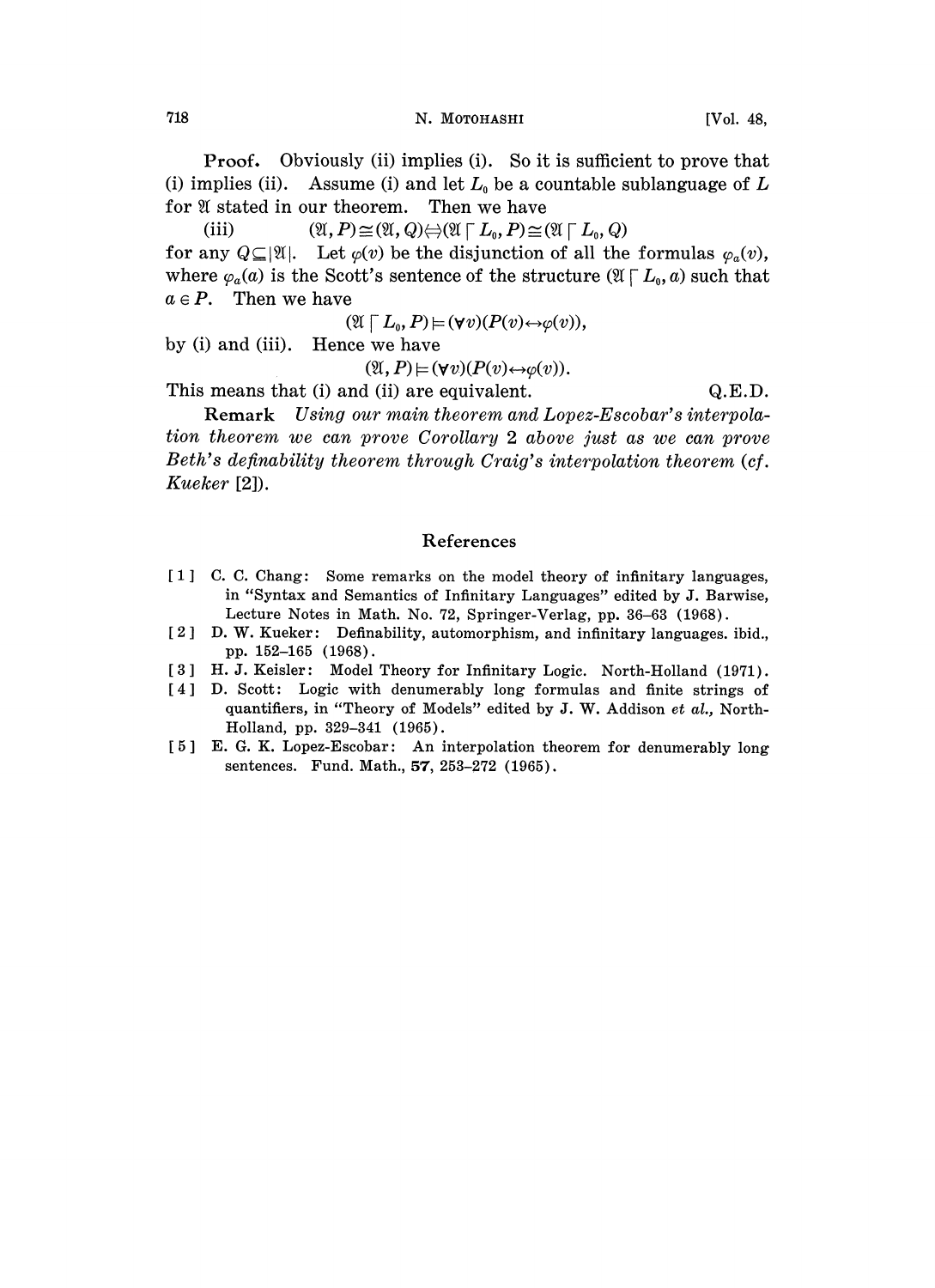**Proof.** Obviously (ii) implies (i). So it is sufficient to prove that (i) implies (ii). Assume (i) and let $L_0$ be a countable sublanguage of $L$ for $\mathfrak{A}$ stated in our theorem. Then we have

(iii) $$(\mathfrak{A}, P) \cong (\mathfrak{A}, Q) \Leftrightarrow (\mathfrak{A} \upharpoonright L_0, P) \cong (\mathfrak{A} \upharpoonright L_0, Q)$$

for any $Q \subseteq |\mathfrak{A}|$. Let $\varphi(v)$ be the disjunction of all the formulas $\varphi_a(v)$, where $\varphi_a(a)$ is the Scott's sentence of the structure $(\mathfrak{A} \upharpoonright L_0, a)$ such that $a \in P$. Then we have

$$(\mathfrak{A} \upharpoonright L_0, P) \models (\forall v)(P(v) \leftrightarrow \varphi(v)),$$

by (i) and (iii). Hence we have

$$(\mathfrak{A}, P) \models (\forall v)(P(v) \leftrightarrow \varphi(v)).$$

This means that (i) and (ii) are equivalent. Q.E.D.

**Remark** *Using our main theorem and Lopez-Escobar's interpolation theorem we can prove Corollary 2 above just as we can prove Beth's definability theorem through Craig's interpolation theorem (cf. Kueker [2]).*

## References

[1] C. C. Chang: Some remarks on the model theory of infinitary languages, in "Syntax and Semantics of Infinitary Languages" edited by J. Barwise, Lecture Notes in Math. No. 72, Springer-Verlag, pp. 36–63 (1968).

[2] D. W. Kueker: Definability, automorphism, and infinitary languages. ibid., pp. 152–165 (1968).

[3] H. J. Keisler: Model Theory for Infinitary Logic. North-Holland (1971).

[4] D. Scott: Logic with denumerably long formulas and finite strings of quantifiers, in "Theory of Models" edited by J. W. Addison *et al.*, North-Holland, pp. 329–341 (1965).

[5] E. G. K. Lopez-Escobar: An interpolation theorem for denumerably long sentences. Fund. Math., **57**, 253–272 (1965).